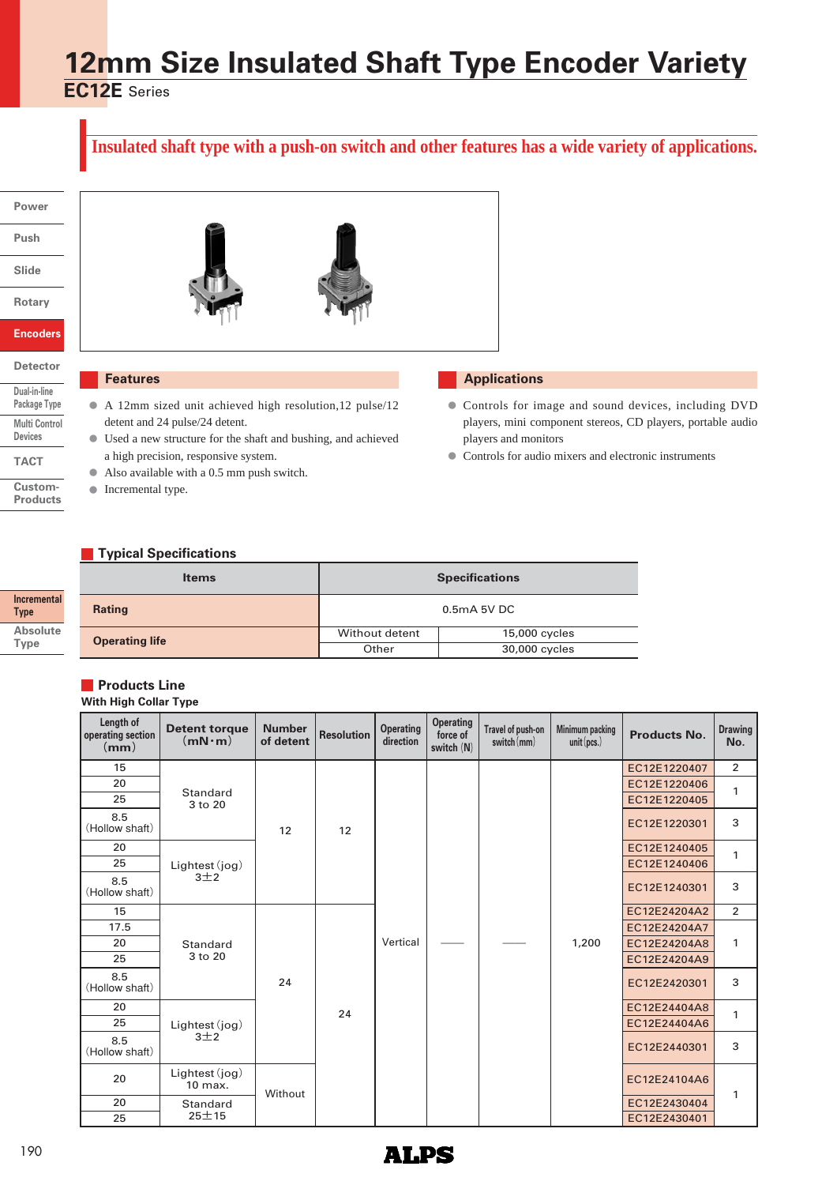# 12mm Size Insulated Shaft Type Encoder Variety

**EC12E** Series

## Insulated shaft type with a push-on switch and other features has a wide variety of applications.

## Features

- A 12mm sized unit achieved high resolution,12 pulse/12 detent and 24 pulse/24 detent.
- Used a new structure for the shaft and bushing, and achieved a high precision, responsive system.
- Also available with a 0.5 mm push switch.
- Incremental type.

## Applications

- Controls for image and sound devices, including DVD players, mini component stereos, CD players, portable audio players and monitors
- Controls for audio mixers and electronic instruments

## Typical Specifications

| Items | Specifications | |
|---|---|---|
| Rating | 0.5mA 5V DC | |
| Operating life | Without detent | 15,000 cycles |
| | Other | 30,000 cycles |

## Products Line

**With High Collar Type**

| Length of operating section (mm) | Detent torque (mN·m) | Number of detent | Resolution | Operating direction | Operating force of push-on switch (N) | Travel of push-on switch (mm) | Minimum packing unit (pcs.) | Products No. | Drawing No. |
|---|---|---|---|---|---|---|---|---|---|
| 15 | Standard 3 to 20 | 12 | 12 | Vertical | — | — | 1,200 | EC12E1220407 | 2 |
| 20 | | | | | | | | EC12E1220406 | 1 |
| 25 | | | | | | | | EC12E1220405 | |
| 8.5 (Hollow shaft) | | | | | | | | EC12E1220301 | 3 |
| 20 | Lightest (jog) 3±2 | | | | | | | EC12E1240405 | 1 |
| 25 | | | | | | | | EC12E1240406 | |
| 8.5 (Hollow shaft) | | | | | | | | EC12E1240301 | 3 |
| 15 | Standard 3 to 20 | 24 | 24 | | | | | EC12E24204A2 | 2 |
| 17.5 | | | | | | | | EC12E24204A7 | 1 |
| 20 | | | | | | | | EC12E24204A8 | |
| 25 | | | | | | | | EC12E24204A9 | |
| 8.5 (Hollow shaft) | | | | | | | | EC12E2420301 | 3 |
| 20 | Lightest (jog) 3±2 | | | | | | | EC12E24404A8 | 1 |
| 25 | | | | | | | | EC12E24404A6 | |
| 8.5 (Hollow shaft) | | | | | | | | EC12E2440301 | 3 |
| 20 | Lightest (jog) 10 max. | Without | | | | | | EC12E24104A6 | 1 |
| 20 | Standard 25±15 | | | | | | | EC12E2430404 | |
| 25 | | | | | | | | EC12E2430401 | |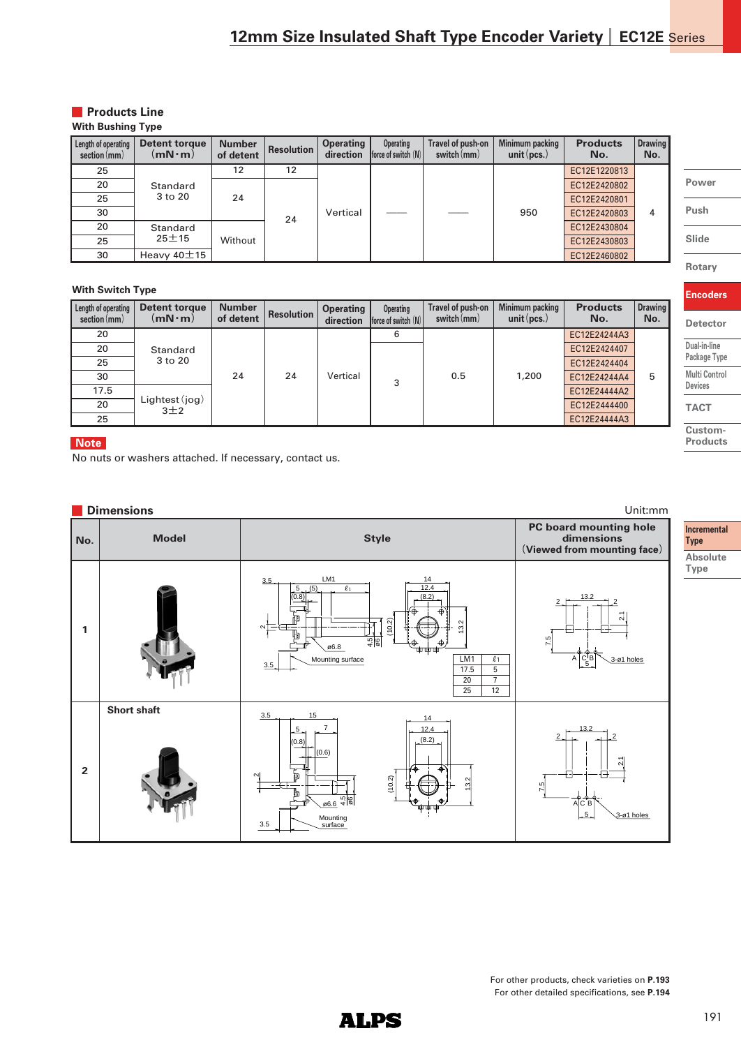# 12mm Size Insulated Shaft Type Encoder Variety | EC12E Series

## Products Line

### With Bushing Type

| Length of operating section (mm) | Detent torque (mN・m) | Number of detent | Resolution | Operating direction | Operating force of switch (N) | Travel of push-on switch (mm) | Minimum packing unit (pcs.) | Products No. | Drawing No. |
|---|---|---|---|---|---|---|---|---|---|
| 25 | Standard 3 to 20 | 12 | 12 | Vertical | —— | —— | 950 | EC12E1220813 | 4 |
| 20 | | 24 | 24 | | | | | EC12E2420802 | |
| 25 | | | | | | | | EC12E2420801 | |
| 30 | | | | | | | | EC12E2420803 | |
| 20 | Standard 25±15 | Without | | | | | | EC12E2430804 | |
| 25 | | | | | | | | EC12E2430803 | |
| 30 | Heavy 40±15 | | | | | | | EC12E2460802 | |

### With Switch Type

| Length of operating section (mm) | Detent torque (mN・m) | Number of detent | Resolution | Operating direction | Operating force of switch (N) | Travel of push-on switch (mm) | Minimum packing unit (pcs.) | Products No. | Drawing No. |
|---|---|---|---|---|---|---|---|---|---|
| 20 | Standard 3 to 20 | 24 | 24 | Vertical | 6 | 0.5 | 1,200 | EC12E24244A3 | 5 |
| 20 | | | | | 3 | | | EC12E2424407 | |
| 25 | | | | | | | | EC12E2424404 | |
| 30 | | | | | | | | EC12E24244A4 | |
| 17.5 | Lightest (jog) 3±2 | | | | | | | EC12E24444A2 | |
| 20 | | | | | | | | EC12E2444400 | |
| 25 | | | | | | | | EC12E24444A3 | |

**Note**

No nuts or washers attached. If necessary, contact us.

## Dimensions

Unit:mm

| No. | Model | Style | PC board mounting hole dimensions (Viewed from mounting face) |
|---|---|---|---|
| 1 | | Mounting surface; LM1 / ℓ1: 17.5 / 5, 20 / 7, 25 / 12 | 3-ø1 holes |
| 2 | Short shaft | Mounting surface | 3-ø1 holes |

For other products, check varieties on **P.193**

For other detailed specifications, see **P.194**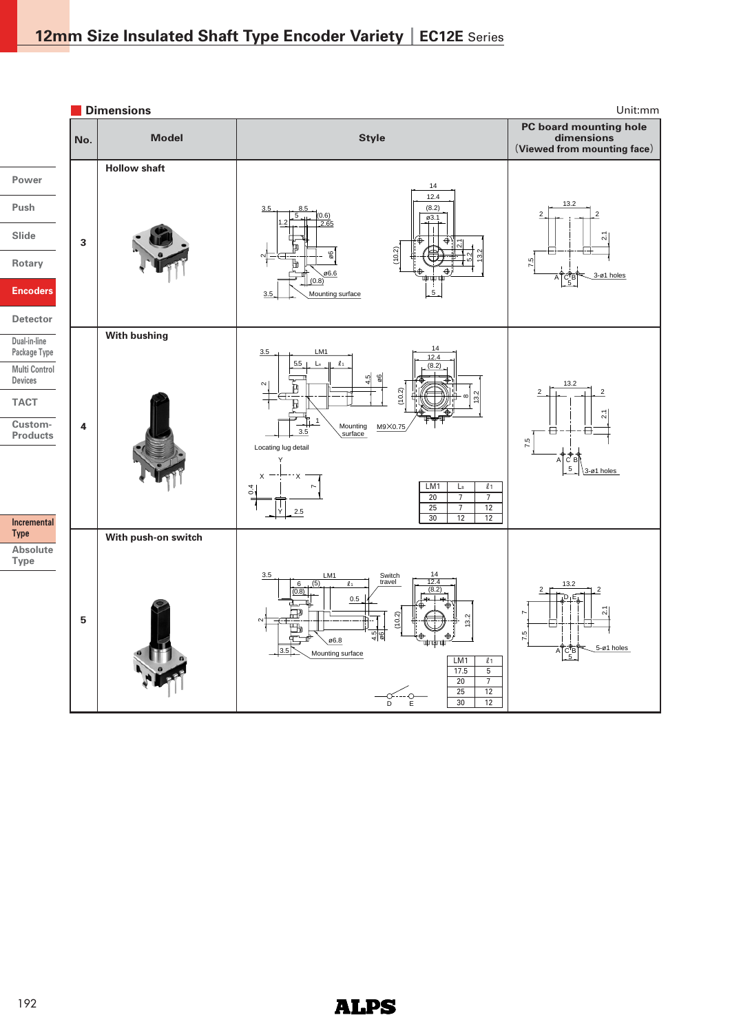# 12mm Size Insulated Shaft Type Encoder Variety | EC12E Series

## Dimensions

Unit:mm

| No. | Model | Style | PC board mounting hole dimensions (Viewed from mounting face) |
|---|---|---|---|
| 3 | Hollow shaft | | 3-ø1 holes |
| 4 | With bushing | Locating lug detail | 3-ø1 holes |
| 5 | With push-on switch | | 5-ø1 holes |

**No. 4 (With bushing)**

| LM1 | $L_s$ | $\ell_1$ |
|---|---|---|
| 20 | 7 | 7 |
| 25 | 7 | 12 |
| 30 | 12 | 12 |

**No. 5 (With push-on switch)**

| LM1 | $\ell_1$ |
|---|---|
| 17.5 | 5 |
| 20 | 7 |
| 25 | 12 |
| 30 | 12 |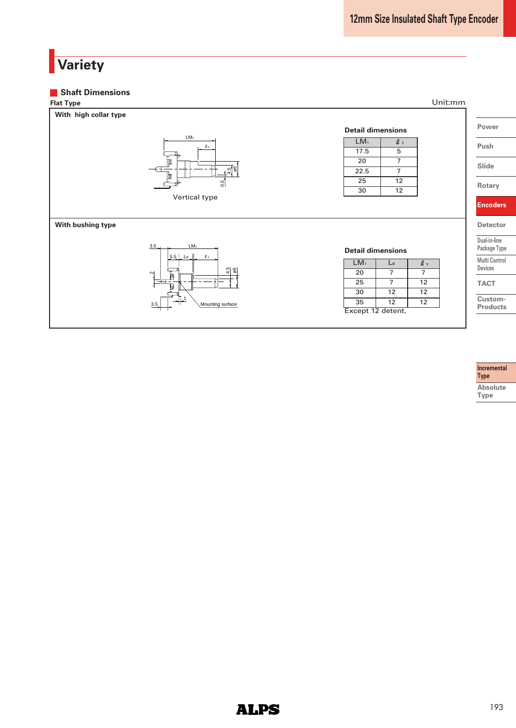# Variety

## Shaft Dimensions

**Flat Type**

Unit:mm

### With high collar type

Vertical type

**Detail dimensions**

| $LM_1$ | $\ell_1$ |
|---|---|
| 17.5 | 5 |
| 20 | 7 |
| 22.5 | 7 |
| 25 | 12 |
| 30 | 12 |

### With bushing type

**Detail dimensions**

| $LM_1$ | $L_B$ | $\ell_1$ |
|---|---|---|
| 20 | 7 | 7 |
| 25 | 7 | 12 |
| 30 | 12 | 12 |
| 35 | 12 | 12 |

Except 12 detent.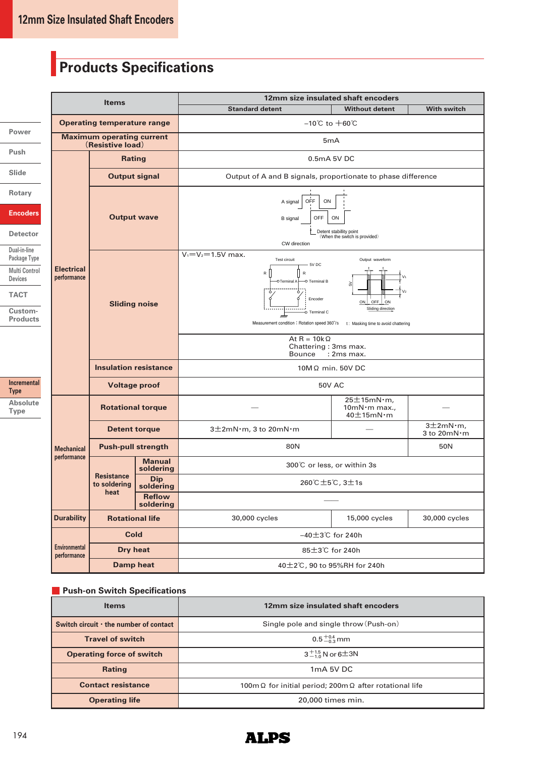# Products Specifications

| Items | | | 12mm size insulated shaft encoders | | |
|---|---|---|---|---|---|
| | | | Standard detent | Without detent | With switch |
| Operating temperature range | | | −10℃ to +60℃ | | |
| Maximum operating current (Resistive load) | | | 5mA | | |
| Electrical performance | Rating | | 0.5mA 5V DC | | |
| | Output signal | | Output of A and B signals, proportionate to phase difference | | |
| | Output wave | | A signal OFF ON; B signal OFF ON; Detent stability point (When the switch is provided); CW direction | | |
| | Sliding noise | | $V_1 = V_2 = 1.5V$ max. Test circuit: 5V DC, R, R, Terminal A, Terminal B, Encoder, Terminal C. Output waveform: t, t, $V_1$, $V_2$, 5V, ON, OFF, ON, Sliding direction. Measurement condition : Rotation speed 360°/s; t : Masking time to avoid chattering | | |
| | | | At R = 10kΩ<br>Chattering : 3ms max.<br>Bounce : 2ms max. | | |
| | Insulation resistance | | 10MΩ min. 50V DC | | |
| | Voltage proof | | 50V AC | | |
| Mechanical performance | Rotational torque | | — | 25±15mN·m, 10mN·m max., 40±15mN·m | — |
| | Detent torque | | 3±2mN·m, 3 to 20mN·m | — | 3±2mN·m, 3 to 20mN·m |
| | Push-pull strength | | 80N | | 50N |
| | Resistance to soldering heat | Manual soldering | 300℃ or less, or within 3s | | |
| | | Dip soldering | 260℃±5℃, 3±1s | | |
| | | Reflow soldering | — | | |
| Durability | Rotational life | | 30,000 cycles | 15,000 cycles | 30,000 cycles |
| Environmental performance | Cold | | −40±3℃ for 240h | | |
| | Dry heat | | 85±3℃ for 240h | | |
| | Damp heat | | 40±2℃, 90 to 95%RH for 240h | | |

## Push-on Switch Specifications

| Items | 12mm size insulated shaft encoders |
|---|---|
| Switch circuit · the number of contact | Single pole and single throw (Push-on) |
| Travel of switch | $0.5^{+0.4}_{-0.3}$ mm |
| Operating force of switch | $3^{+1.5}_{-1.0}$ N or 6±3N |
| Rating | 1mA 5V DC |
| Contact resistance | 100mΩ for initial period; 200mΩ after rotational life |
| Operating life | 20,000 times min. |